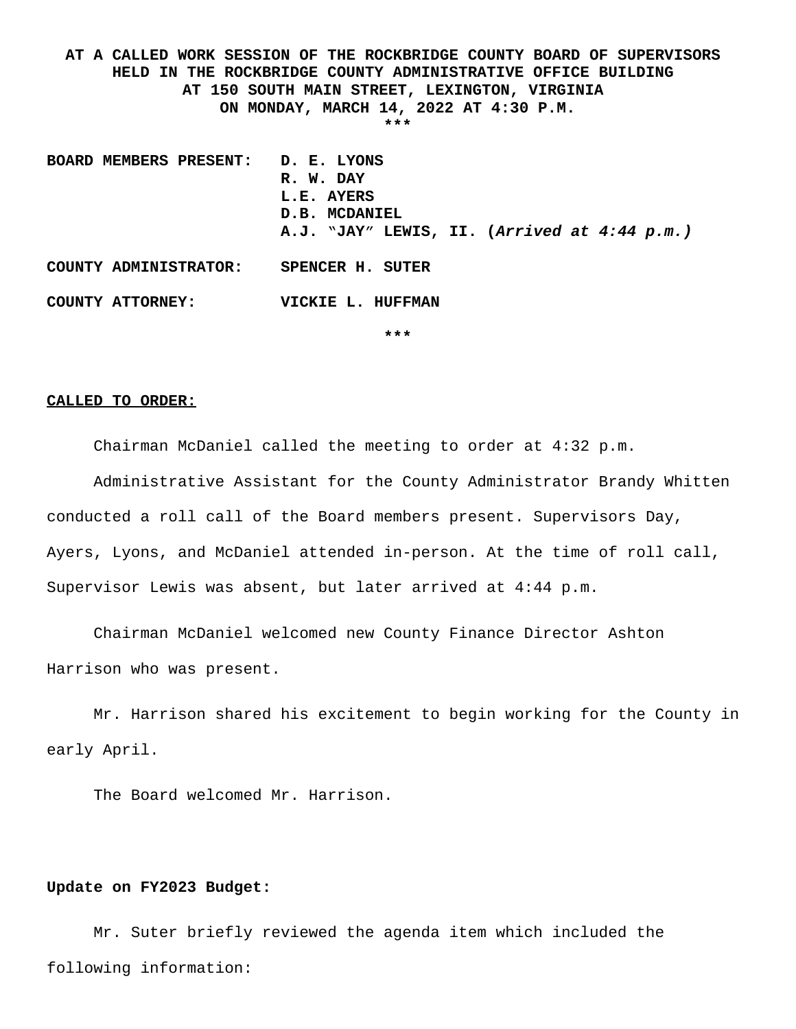**AT A CALLED WORK SESSION OF THE ROCKBRIDGE COUNTY BOARD OF SUPERVISORS HELD IN THE ROCKBRIDGE COUNTY ADMINISTRATIVE OFFICE BUILDING AT 150 SOUTH MAIN STREET, LEXINGTON, VIRGINIA ON MONDAY, MARCH 14, 2022 AT 4:30 P.M.**

***

**BOARD MEMBERS PRESENT:** **D. E. LYONS**
**R. W. DAY**
**L.E. AYERS**
**D.B. MCDANIEL**
**A.J. "JAY" LEWIS, II. (*Arrived at 4:44 p.m.)***

**COUNTY ADMINISTRATOR:** **SPENCER H. SUTER**

**COUNTY ATTORNEY:** **VICKIE L. HUFFMAN**

***

**<u>CALLED TO ORDER:</u>**

Chairman McDaniel called the meeting to order at 4:32 p.m.

Administrative Assistant for the County Administrator Brandy Whitten conducted a roll call of the Board members present. Supervisors Day, Ayers, Lyons, and McDaniel attended in-person. At the time of roll call, Supervisor Lewis was absent, but later arrived at 4:44 p.m.

Chairman McDaniel welcomed new County Finance Director Ashton Harrison who was present.

Mr. Harrison shared his excitement to begin working for the County in early April.

The Board welcomed Mr. Harrison.

**Update on FY2023 Budget:**

Mr. Suter briefly reviewed the agenda item which included the following information: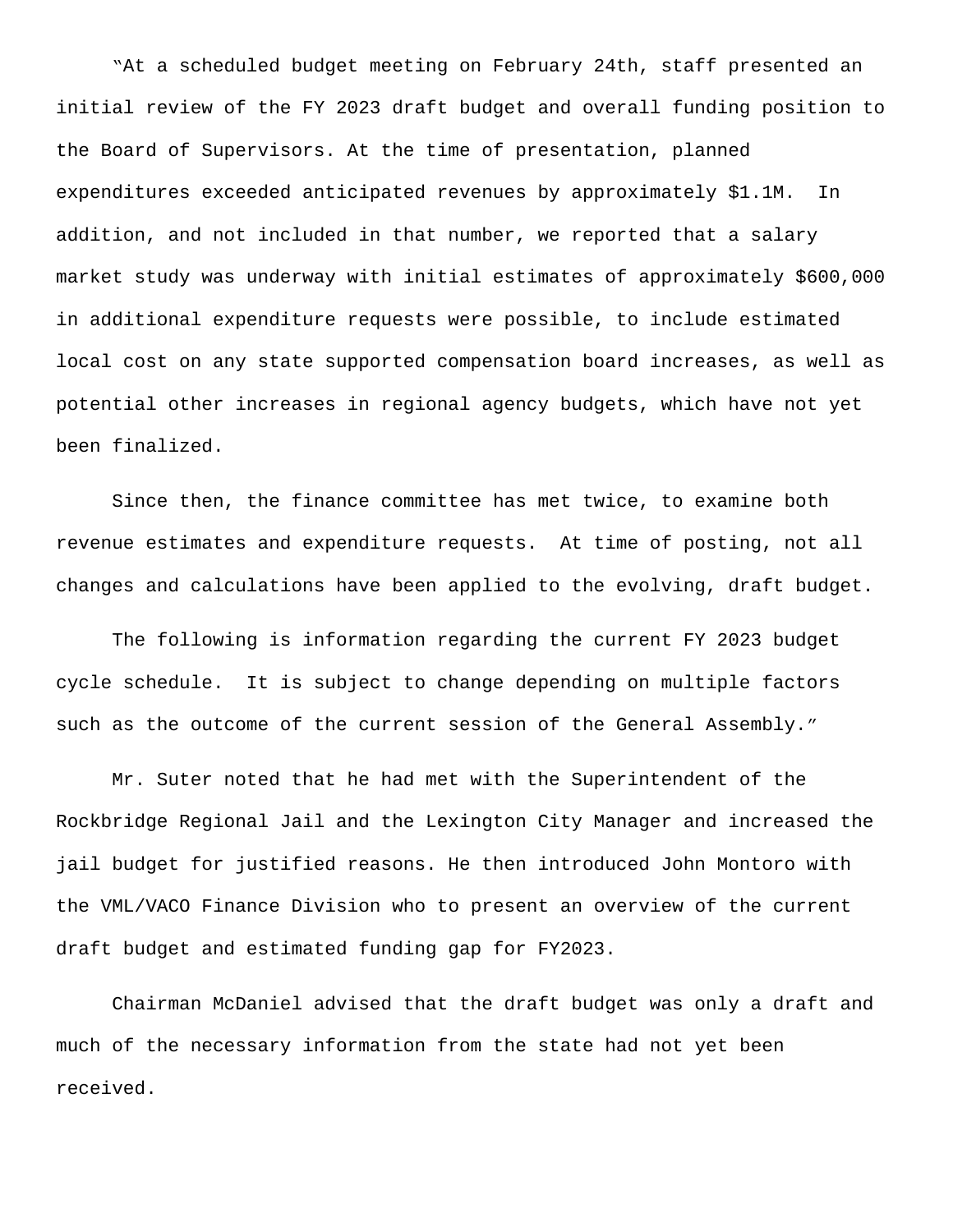"At a scheduled budget meeting on February 24th, staff presented an initial review of the FY 2023 draft budget and overall funding position to the Board of Supervisors. At the time of presentation, planned expenditures exceeded anticipated revenues by approximately $1.1M. In addition, and not included in that number, we reported that a salary market study was underway with initial estimates of approximately $600,000 in additional expenditure requests were possible, to include estimated local cost on any state supported compensation board increases, as well as potential other increases in regional agency budgets, which have not yet been finalized.

Since then, the finance committee has met twice, to examine both revenue estimates and expenditure requests. At time of posting, not all changes and calculations have been applied to the evolving, draft budget.

The following is information regarding the current FY 2023 budget cycle schedule. It is subject to change depending on multiple factors such as the outcome of the current session of the General Assembly."

Mr. Suter noted that he had met with the Superintendent of the Rockbridge Regional Jail and the Lexington City Manager and increased the jail budget for justified reasons. He then introduced John Montoro with the VML/VACO Finance Division who to present an overview of the current draft budget and estimated funding gap for FY2023.

Chairman McDaniel advised that the draft budget was only a draft and much of the necessary information from the state had not yet been received.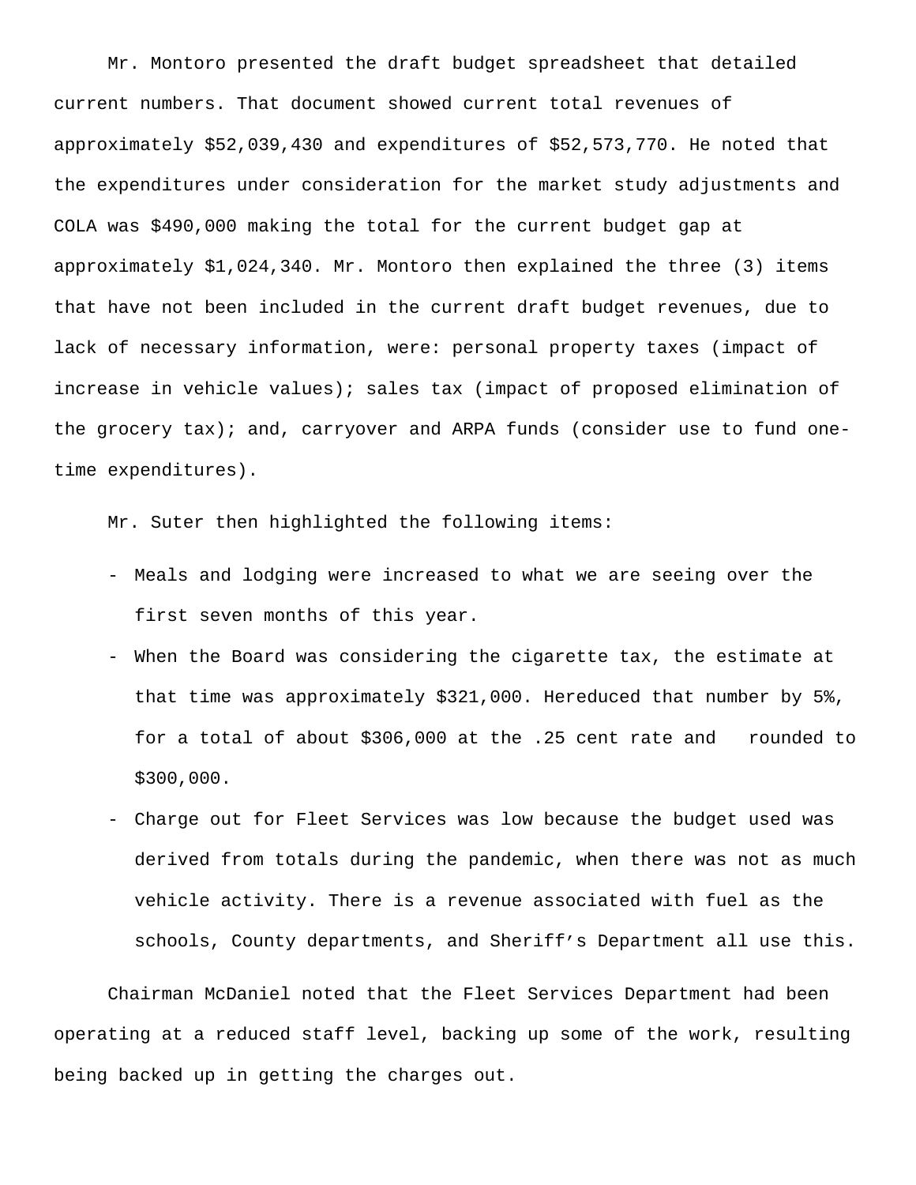Mr. Montoro presented the draft budget spreadsheet that detailed current numbers. That document showed current total revenues of approximately $52,039,430 and expenditures of $52,573,770. He noted that the expenditures under consideration for the market study adjustments and COLA was $490,000 making the total for the current budget gap at approximately $1,024,340. Mr. Montoro then explained the three (3) items that have not been included in the current draft budget revenues, due to lack of necessary information, were: personal property taxes (impact of increase in vehicle values); sales tax (impact of proposed elimination of the grocery tax); and, carryover and ARPA funds (consider use to fund one-time expenditures).

Mr. Suter then highlighted the following items:

- Meals and lodging were increased to what we are seeing over the first seven months of this year.
- When the Board was considering the cigarette tax, the estimate at that time was approximately $321,000. Hereduced that number by 5%, for a total of about $306,000 at the .25 cent rate and rounded to $300,000.
- Charge out for Fleet Services was low because the budget used was derived from totals during the pandemic, when there was not as much vehicle activity. There is a revenue associated with fuel as the schools, County departments, and Sheriff's Department all use this.

Chairman McDaniel noted that the Fleet Services Department had been operating at a reduced staff level, backing up some of the work, resulting being backed up in getting the charges out.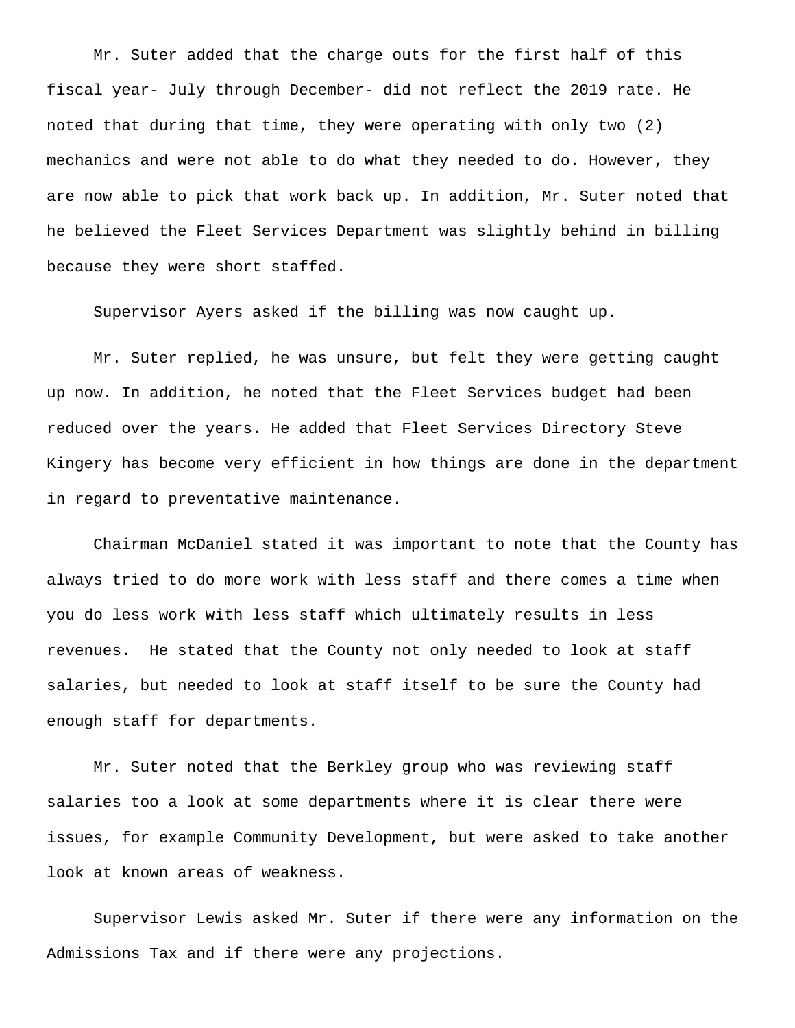Mr. Suter added that the charge outs for the first half of this fiscal year- July through December- did not reflect the 2019 rate. He noted that during that time, they were operating with only two (2) mechanics and were not able to do what they needed to do. However, they are now able to pick that work back up. In addition, Mr. Suter noted that he believed the Fleet Services Department was slightly behind in billing because they were short staffed.

Supervisor Ayers asked if the billing was now caught up.

Mr. Suter replied, he was unsure, but felt they were getting caught up now. In addition, he noted that the Fleet Services budget had been reduced over the years. He added that Fleet Services Directory Steve Kingery has become very efficient in how things are done in the department in regard to preventative maintenance.

Chairman McDaniel stated it was important to note that the County has always tried to do more work with less staff and there comes a time when you do less work with less staff which ultimately results in less revenues. He stated that the County not only needed to look at staff salaries, but needed to look at staff itself to be sure the County had enough staff for departments.

Mr. Suter noted that the Berkley group who was reviewing staff salaries too a look at some departments where it is clear there were issues, for example Community Development, but were asked to take another look at known areas of weakness.

Supervisor Lewis asked Mr. Suter if there were any information on the Admissions Tax and if there were any projections.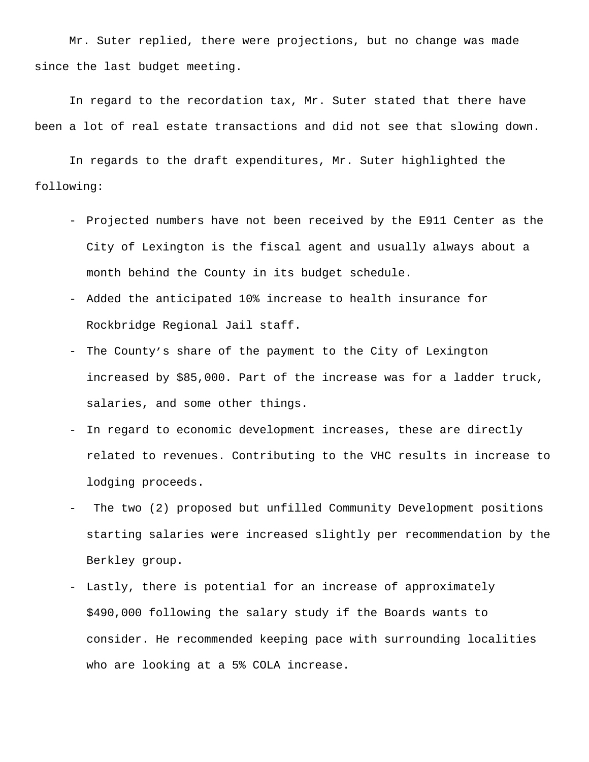Mr. Suter replied, there were projections, but no change was made since the last budget meeting.

In regard to the recordation tax, Mr. Suter stated that there have been a lot of real estate transactions and did not see that slowing down.

In regards to the draft expenditures, Mr. Suter highlighted the following:

- Projected numbers have not been received by the E911 Center as the City of Lexington is the fiscal agent and usually always about a month behind the County in its budget schedule.
- Added the anticipated 10% increase to health insurance for Rockbridge Regional Jail staff.
- The County's share of the payment to the City of Lexington increased by $85,000. Part of the increase was for a ladder truck, salaries, and some other things.
- In regard to economic development increases, these are directly related to revenues. Contributing to the VHC results in increase to lodging proceeds.
- The two (2) proposed but unfilled Community Development positions starting salaries were increased slightly per recommendation by the Berkley group.
- Lastly, there is potential for an increase of approximately $490,000 following the salary study if the Boards wants to consider. He recommended keeping pace with surrounding localities who are looking at a 5% COLA increase.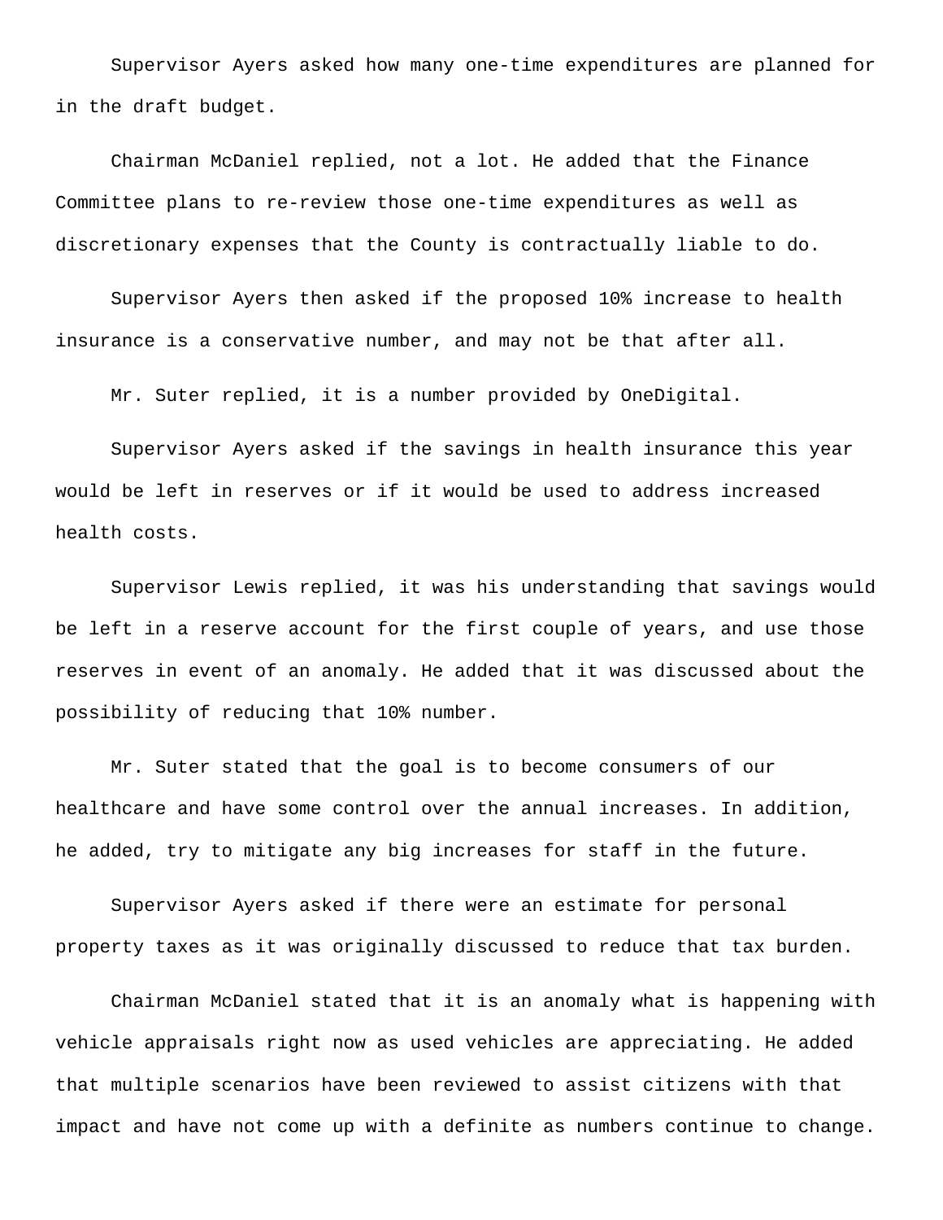Supervisor Ayers asked how many one-time expenditures are planned for in the draft budget.

Chairman McDaniel replied, not a lot. He added that the Finance Committee plans to re-review those one-time expenditures as well as discretionary expenses that the County is contractually liable to do.

Supervisor Ayers then asked if the proposed 10% increase to health insurance is a conservative number, and may not be that after all.

Mr. Suter replied, it is a number provided by OneDigital.

Supervisor Ayers asked if the savings in health insurance this year would be left in reserves or if it would be used to address increased health costs.

Supervisor Lewis replied, it was his understanding that savings would be left in a reserve account for the first couple of years, and use those reserves in event of an anomaly. He added that it was discussed about the possibility of reducing that 10% number.

Mr. Suter stated that the goal is to become consumers of our healthcare and have some control over the annual increases. In addition, he added, try to mitigate any big increases for staff in the future.

Supervisor Ayers asked if there were an estimate for personal property taxes as it was originally discussed to reduce that tax burden.

Chairman McDaniel stated that it is an anomaly what is happening with vehicle appraisals right now as used vehicles are appreciating. He added that multiple scenarios have been reviewed to assist citizens with that impact and have not come up with a definite as numbers continue to change.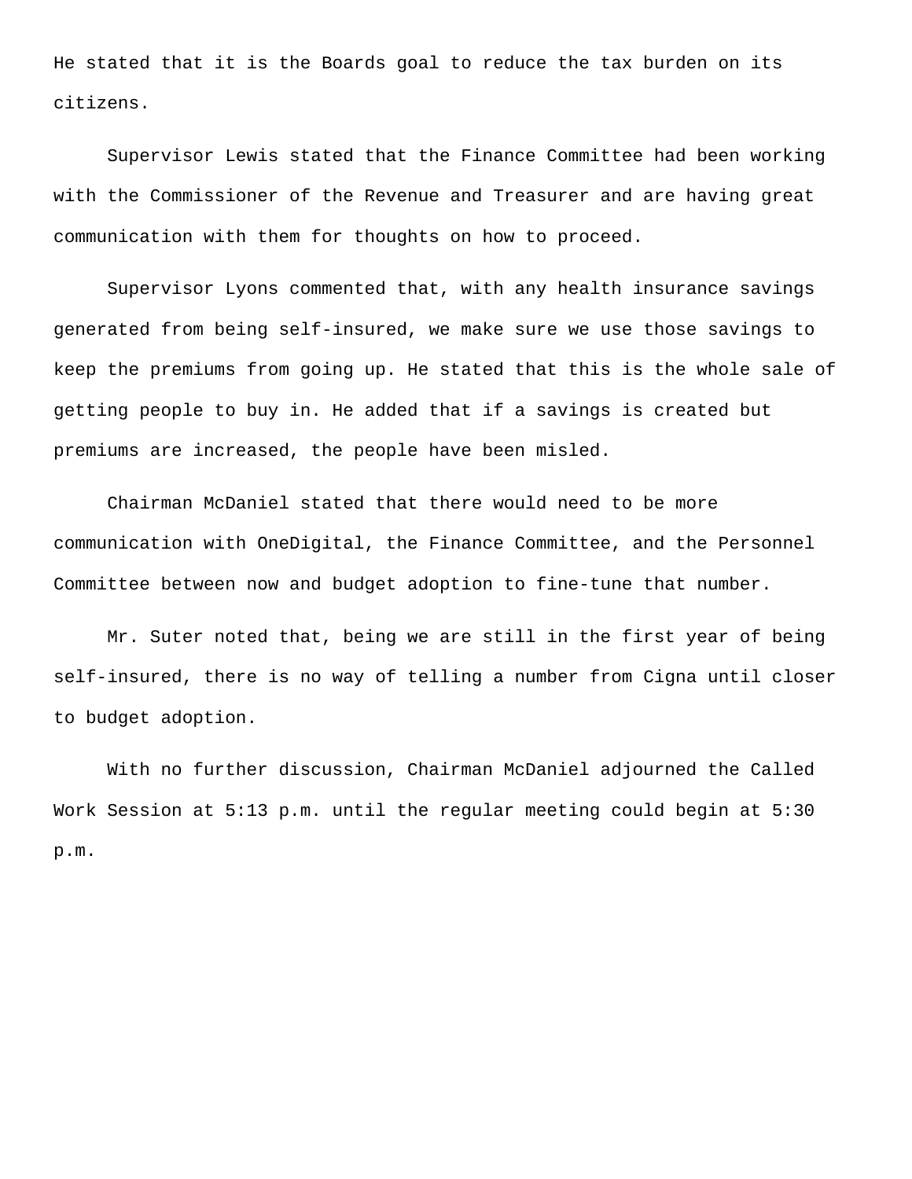He stated that it is the Boards goal to reduce the tax burden on its citizens.

Supervisor Lewis stated that the Finance Committee had been working with the Commissioner of the Revenue and Treasurer and are having great communication with them for thoughts on how to proceed.

Supervisor Lyons commented that, with any health insurance savings generated from being self-insured, we make sure we use those savings to keep the premiums from going up. He stated that this is the whole sale of getting people to buy in. He added that if a savings is created but premiums are increased, the people have been misled.

Chairman McDaniel stated that there would need to be more communication with OneDigital, the Finance Committee, and the Personnel Committee between now and budget adoption to fine-tune that number.

Mr. Suter noted that, being we are still in the first year of being self-insured, there is no way of telling a number from Cigna until closer to budget adoption.

With no further discussion, Chairman McDaniel adjourned the Called Work Session at 5:13 p.m. until the regular meeting could begin at 5:30 p.m.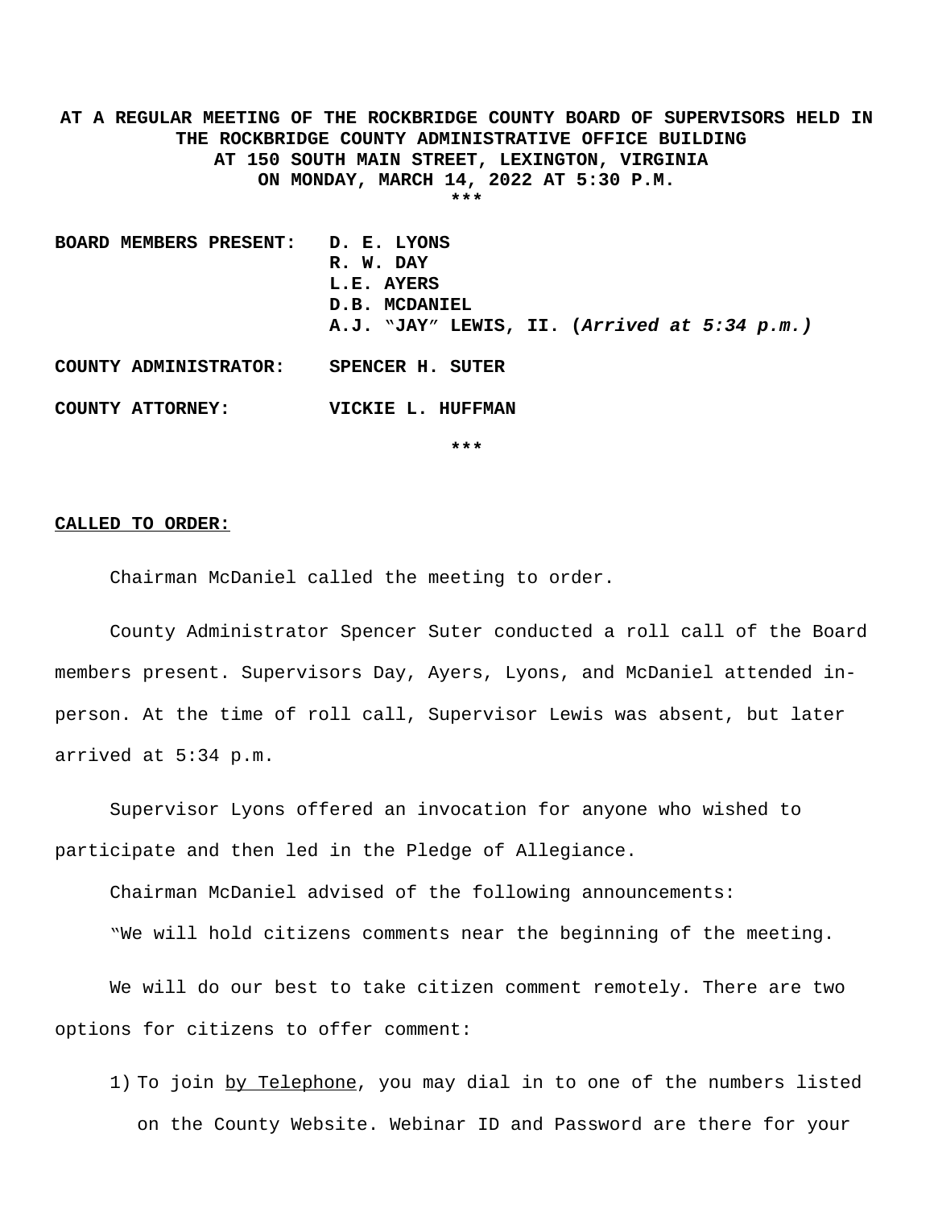**AT A REGULAR MEETING OF THE ROCKBRIDGE COUNTY BOARD OF SUPERVISORS HELD IN THE ROCKBRIDGE COUNTY ADMINISTRATIVE OFFICE BUILDING AT 150 SOUTH MAIN STREET, LEXINGTON, VIRGINIA ON MONDAY, MARCH 14, 2022 AT 5:30 P.M.**

***

| | |
|---|---|
| **BOARD MEMBERS PRESENT:** | **D. E. LYONS** |
| | **R. W. DAY** |
| | **L.E. AYERS** |
| | **D.B. MCDANIEL** |
| | **A.J. "JAY" LEWIS, II. (*Arrived at 5:34 p.m.)*** |
| **COUNTY ADMINISTRATOR:** | **SPENCER H. SUTER** |
| **COUNTY ATTORNEY:** | **VICKIE L. HUFFMAN** |

***

**CALLED TO ORDER:**

Chairman McDaniel called the meeting to order.

County Administrator Spencer Suter conducted a roll call of the Board members present. Supervisors Day, Ayers, Lyons, and McDaniel attended in-person. At the time of roll call, Supervisor Lewis was absent, but later arrived at 5:34 p.m.

Supervisor Lyons offered an invocation for anyone who wished to participate and then led in the Pledge of Allegiance.

Chairman McDaniel advised of the following announcements:

"We will hold citizens comments near the beginning of the meeting.

We will do our best to take citizen comment remotely. There are two options for citizens to offer comment:

1) To join by Telephone, you may dial in to one of the numbers listed on the County Website. Webinar ID and Password are there for your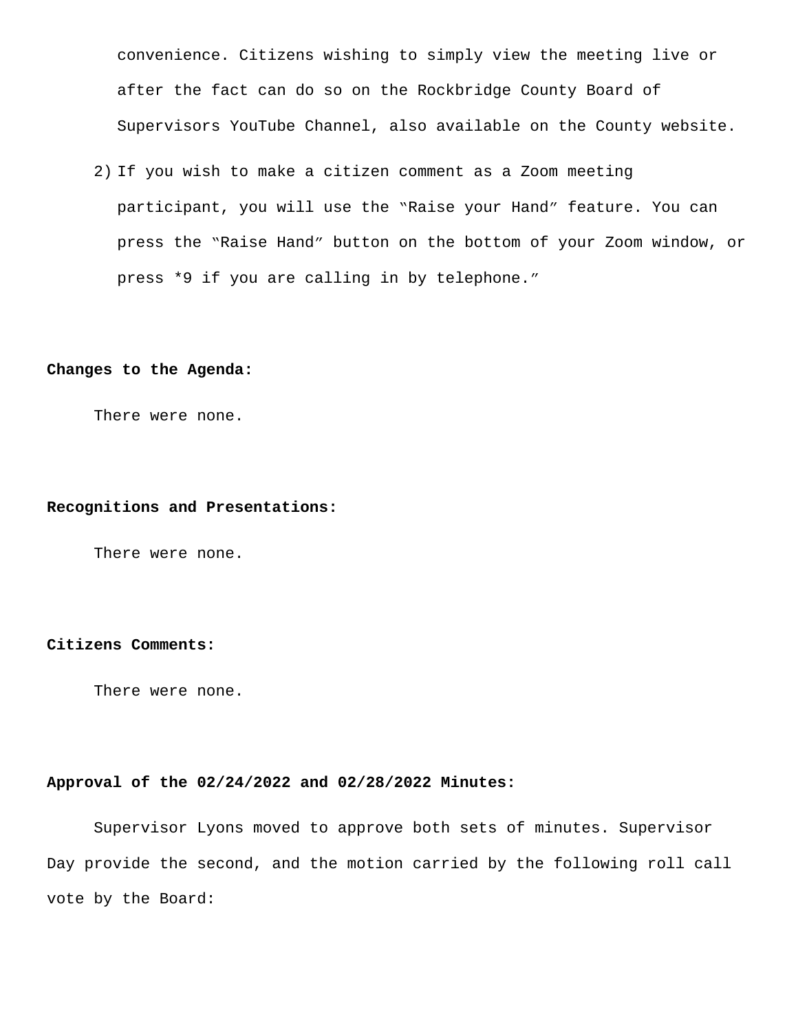convenience. Citizens wishing to simply view the meeting live or after the fact can do so on the Rockbridge County Board of Supervisors YouTube Channel, also available on the County website.

2) If you wish to make a citizen comment as a Zoom meeting participant, you will use the "Raise your Hand" feature. You can press the "Raise Hand" button on the bottom of your Zoom window, or press *9 if you are calling in by telephone."

**Changes to the Agenda:**

There were none.

**Recognitions and Presentations:**

There were none.

**Citizens Comments:**

There were none.

**Approval of the 02/24/2022 and 02/28/2022 Minutes:**

Supervisor Lyons moved to approve both sets of minutes. Supervisor Day provide the second, and the motion carried by the following roll call vote by the Board: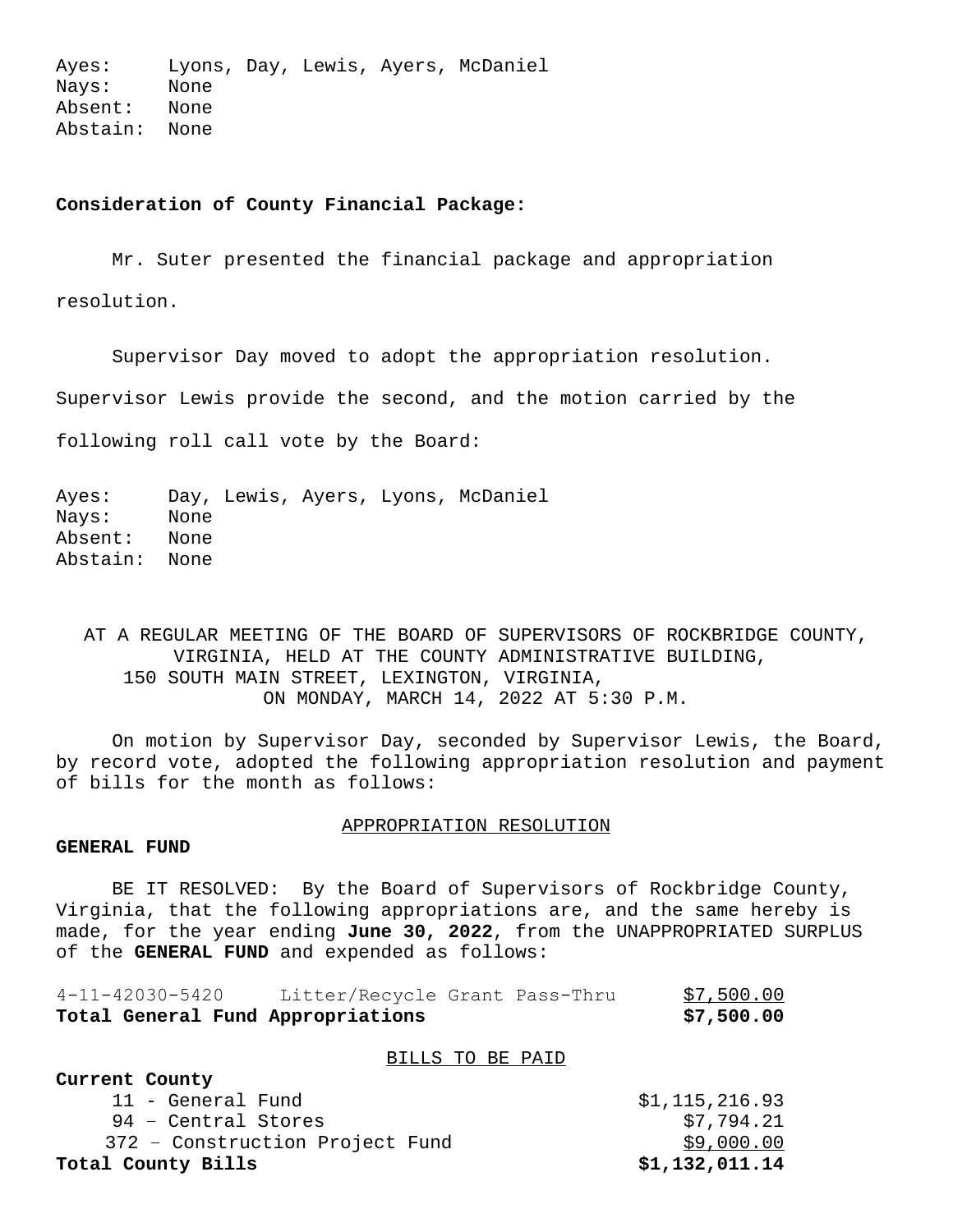Ayes: Lyons, Day, Lewis, Ayers, McDaniel
Nays: None
Absent: None
Abstain: None

**Consideration of County Financial Package:**

Mr. Suter presented the financial package and appropriation resolution.

Supervisor Day moved to adopt the appropriation resolution. Supervisor Lewis provide the second, and the motion carried by the following roll call vote by the Board:

Ayes: Day, Lewis, Ayers, Lyons, McDaniel
Nays: None
Absent: None
Abstain: None

AT A REGULAR MEETING OF THE BOARD OF SUPERVISORS OF ROCKBRIDGE COUNTY, VIRGINIA, HELD AT THE COUNTY ADMINISTRATIVE BUILDING, 150 SOUTH MAIN STREET, LEXINGTON, VIRGINIA, ON MONDAY, MARCH 14, 2022 AT 5:30 P.M.

On motion by Supervisor Day, seconded by Supervisor Lewis, the Board, by record vote, adopted the following appropriation resolution and payment of bills for the month as follows:

APPROPRIATION RESOLUTION

**GENERAL FUND**

BE IT RESOLVED: By the Board of Supervisors of Rockbridge County, Virginia, that the following appropriations are, and the same hereby is made, for the year ending **June 30, 2022**, from the UNAPPROPRIATED SURPLUS of the **GENERAL FUND** and expended as follows:

| | | |
|---|---|---|
| 4-11-42030-5420 | Litter/Recycle Grant Pass-Thru | $7,500.00 |
| **Total General Fund Appropriations** | | **$7,500.00** |

BILLS TO BE PAID

| | |
|---|---|
| **Current County** | |
| 11 - General Fund | $1,115,216.93 |
| 94 – Central Stores | $7,794.21 |
| 372 – Construction Project Fund | $9,000.00 |
| **Total County Bills** | **$1,132,011.14** |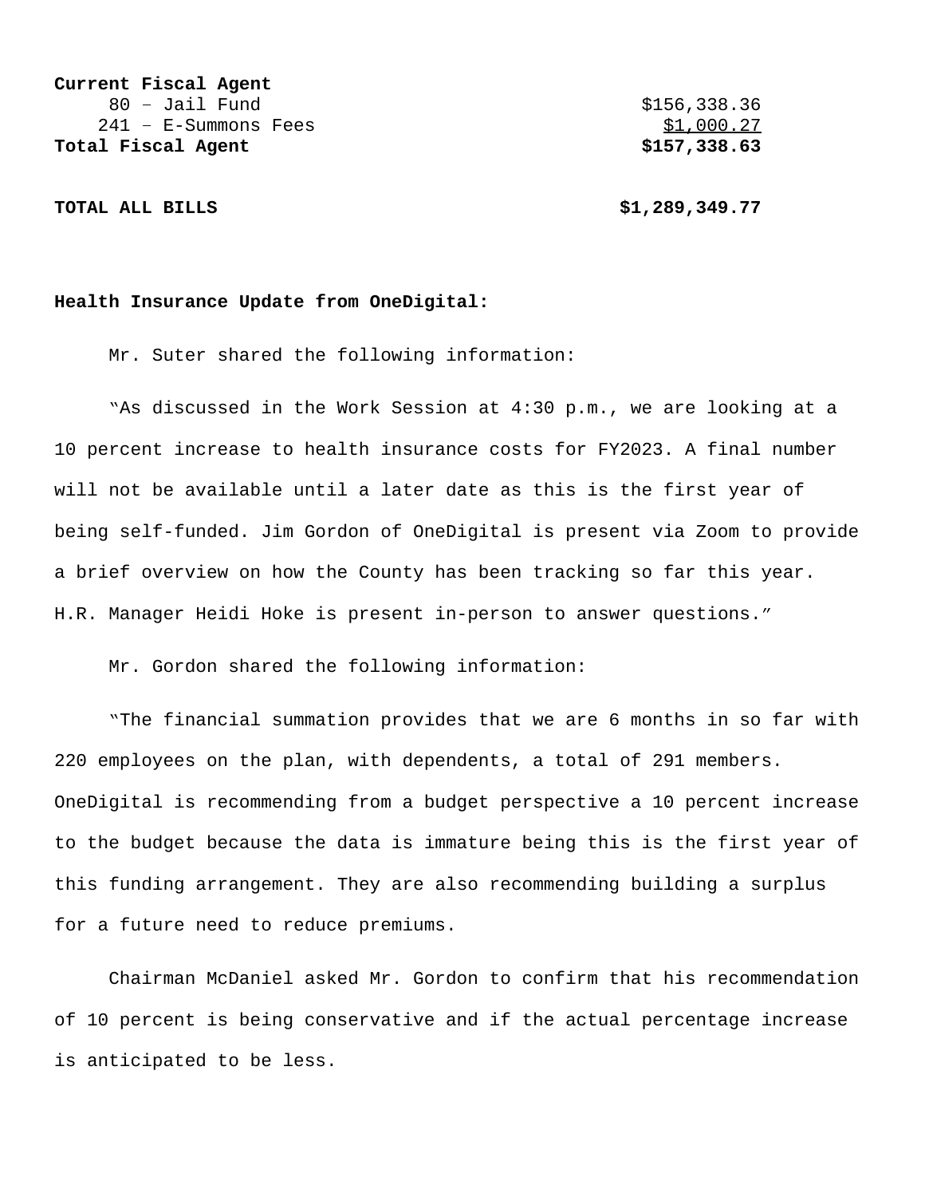**Current Fiscal Agent**

| | |
|---|---|
| 80 – Jail Fund | $156,338.36 |
| 241 – E-Summons Fees | $1,000.27 |
| **Total Fiscal Agent** | **$157,338.63** |
| | |
| **TOTAL ALL BILLS** | **$1,289,349.77** |

**Health Insurance Update from OneDigital:**

Mr. Suter shared the following information:

"As discussed in the Work Session at 4:30 p.m., we are looking at a 10 percent increase to health insurance costs for FY2023. A final number will not be available until a later date as this is the first year of being self-funded. Jim Gordon of OneDigital is present via Zoom to provide a brief overview on how the County has been tracking so far this year. H.R. Manager Heidi Hoke is present in-person to answer questions."

Mr. Gordon shared the following information:

"The financial summation provides that we are 6 months in so far with 220 employees on the plan, with dependents, a total of 291 members. OneDigital is recommending from a budget perspective a 10 percent increase to the budget because the data is immature being this is the first year of this funding arrangement. They are also recommending building a surplus for a future need to reduce premiums.

Chairman McDaniel asked Mr. Gordon to confirm that his recommendation of 10 percent is being conservative and if the actual percentage increase is anticipated to be less.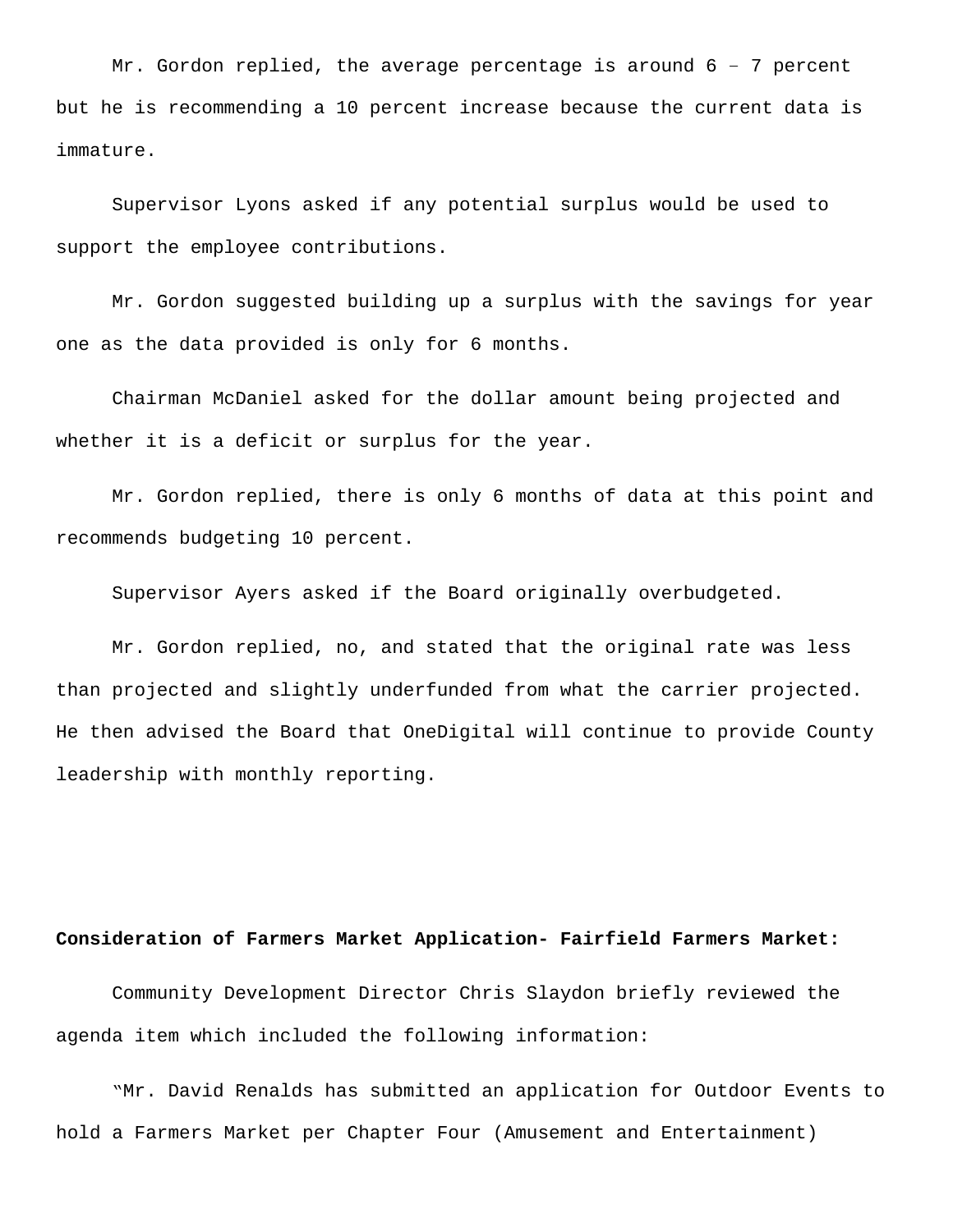Mr. Gordon replied, the average percentage is around 6 – 7 percent but he is recommending a 10 percent increase because the current data is immature.

Supervisor Lyons asked if any potential surplus would be used to support the employee contributions.

Mr. Gordon suggested building up a surplus with the savings for year one as the data provided is only for 6 months.

Chairman McDaniel asked for the dollar amount being projected and whether it is a deficit or surplus for the year.

Mr. Gordon replied, there is only 6 months of data at this point and recommends budgeting 10 percent.

Supervisor Ayers asked if the Board originally overbudgeted.

Mr. Gordon replied, no, and stated that the original rate was less than projected and slightly underfunded from what the carrier projected. He then advised the Board that OneDigital will continue to provide County leadership with monthly reporting.

**Consideration of Farmers Market Application- Fairfield Farmers Market:**

Community Development Director Chris Slaydon briefly reviewed the agenda item which included the following information:

"Mr. David Renalds has submitted an application for Outdoor Events to hold a Farmers Market per Chapter Four (Amusement and Entertainment)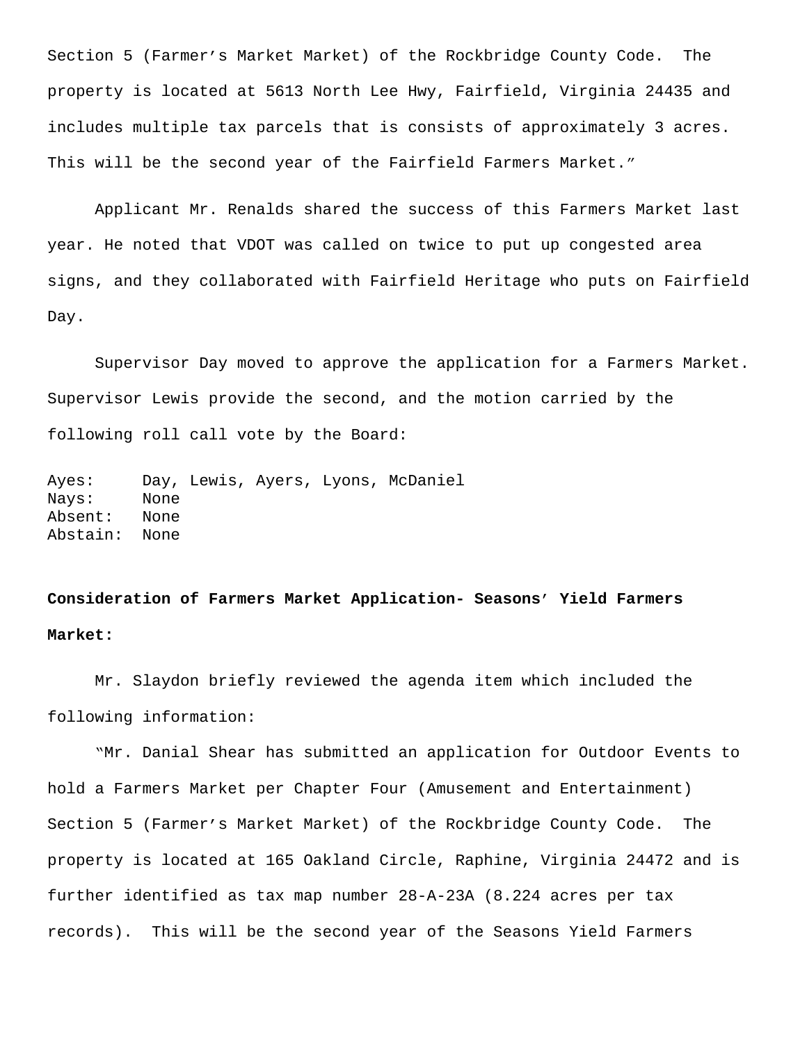Section 5 (Farmer's Market Market) of the Rockbridge County Code. The property is located at 5613 North Lee Hwy, Fairfield, Virginia 24435 and includes multiple tax parcels that is consists of approximately 3 acres. This will be the second year of the Fairfield Farmers Market."

Applicant Mr. Renalds shared the success of this Farmers Market last year. He noted that VDOT was called on twice to put up congested area signs, and they collaborated with Fairfield Heritage who puts on Fairfield Day.

Supervisor Day moved to approve the application for a Farmers Market. Supervisor Lewis provide the second, and the motion carried by the following roll call vote by the Board:

Ayes: Day, Lewis, Ayers, Lyons, McDaniel
Nays: None
Absent: None
Abstain: None

**Consideration of Farmers Market Application- Seasons' Yield Farmers Market:**

Mr. Slaydon briefly reviewed the agenda item which included the following information:

"Mr. Danial Shear has submitted an application for Outdoor Events to hold a Farmers Market per Chapter Four (Amusement and Entertainment) Section 5 (Farmer's Market Market) of the Rockbridge County Code. The property is located at 165 Oakland Circle, Raphine, Virginia 24472 and is further identified as tax map number 28-A-23A (8.224 acres per tax records). This will be the second year of the Seasons Yield Farmers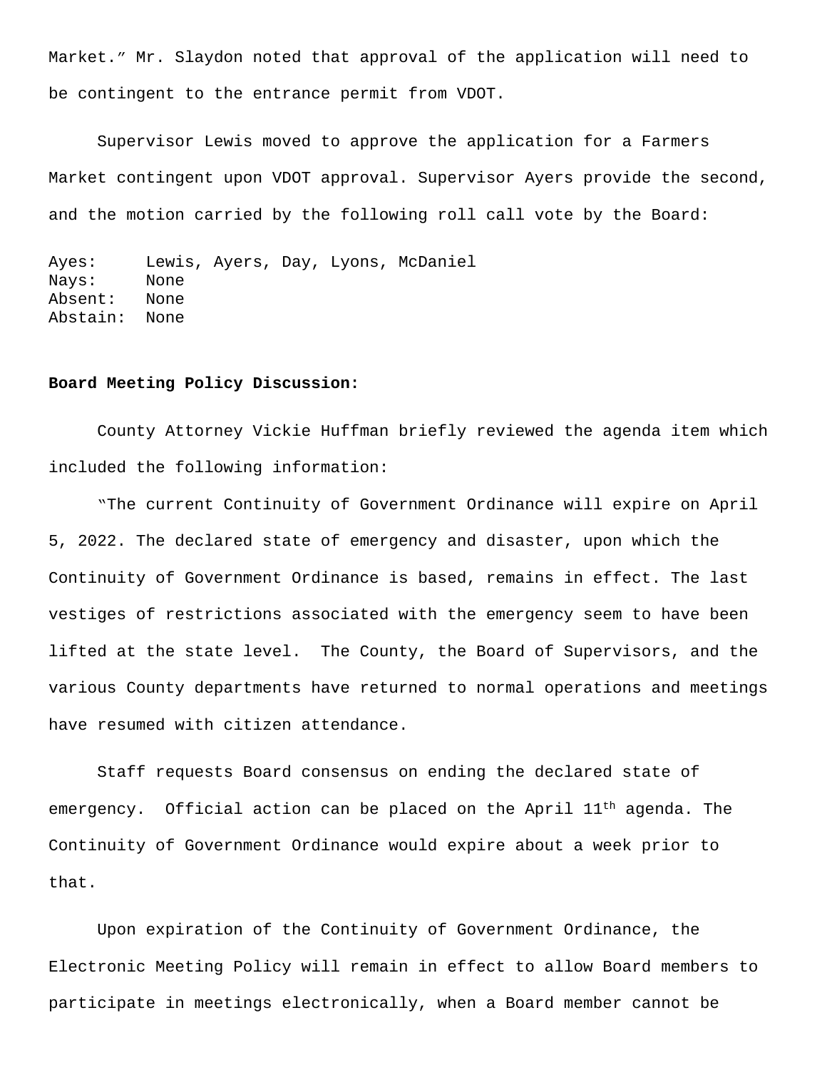Market." Mr. Slaydon noted that approval of the application will need to be contingent to the entrance permit from VDOT.

Supervisor Lewis moved to approve the application for a Farmers Market contingent upon VDOT approval. Supervisor Ayers provide the second, and the motion carried by the following roll call vote by the Board:

Ayes: Lewis, Ayers, Day, Lyons, McDaniel
Nays: None
Absent: None
Abstain: None

**Board Meeting Policy Discussion:**

County Attorney Vickie Huffman briefly reviewed the agenda item which included the following information:

"The current Continuity of Government Ordinance will expire on April 5, 2022. The declared state of emergency and disaster, upon which the Continuity of Government Ordinance is based, remains in effect. The last vestiges of restrictions associated with the emergency seem to have been lifted at the state level. The County, the Board of Supervisors, and the various County departments have returned to normal operations and meetings have resumed with citizen attendance.

Staff requests Board consensus on ending the declared state of emergency. Official action can be placed on the April 11th agenda. The Continuity of Government Ordinance would expire about a week prior to that.

Upon expiration of the Continuity of Government Ordinance, the Electronic Meeting Policy will remain in effect to allow Board members to participate in meetings electronically, when a Board member cannot be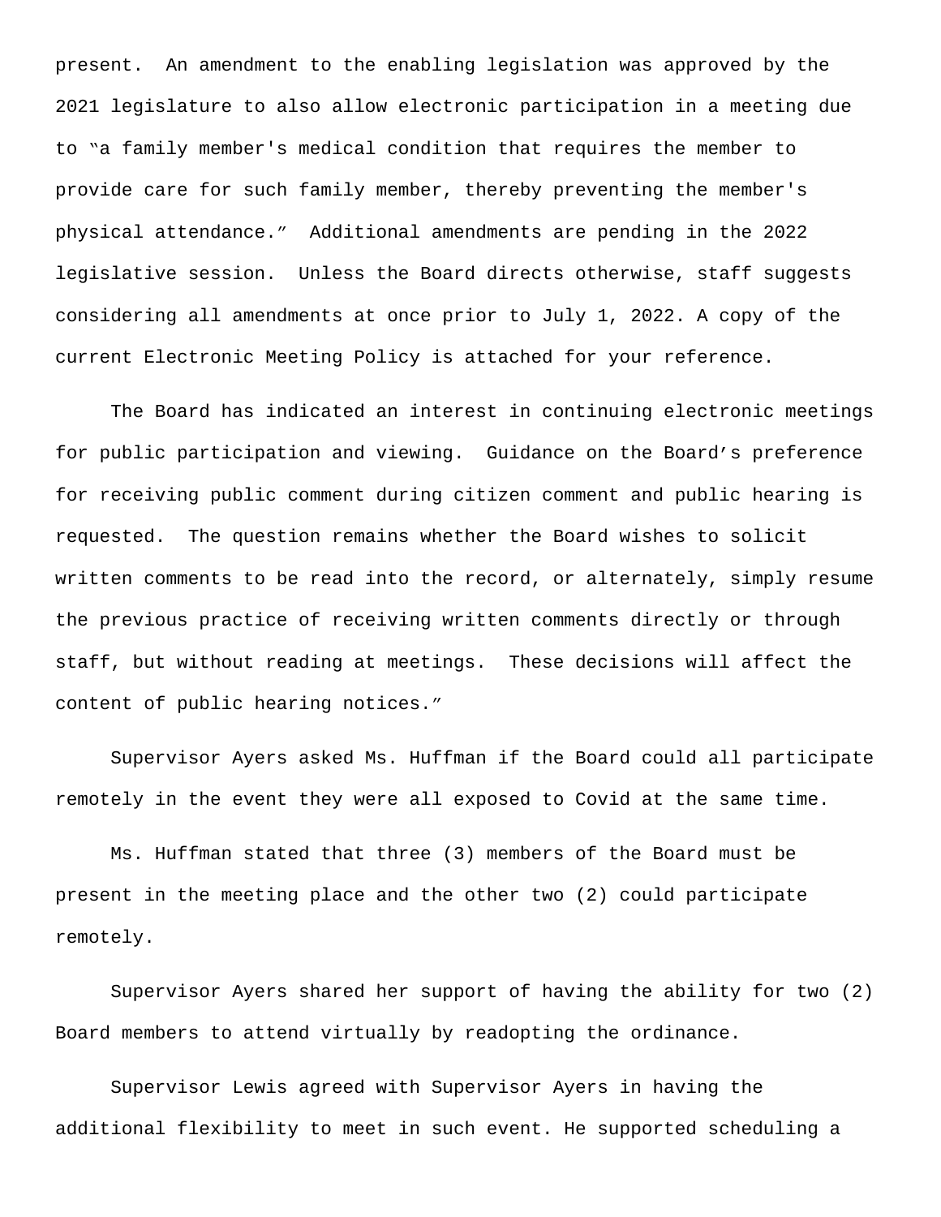present. An amendment to the enabling legislation was approved by the 2021 legislature to also allow electronic participation in a meeting due to "a family member's medical condition that requires the member to provide care for such family member, thereby preventing the member's physical attendance." Additional amendments are pending in the 2022 legislative session. Unless the Board directs otherwise, staff suggests considering all amendments at once prior to July 1, 2022. A copy of the current Electronic Meeting Policy is attached for your reference.

The Board has indicated an interest in continuing electronic meetings for public participation and viewing. Guidance on the Board's preference for receiving public comment during citizen comment and public hearing is requested. The question remains whether the Board wishes to solicit written comments to be read into the record, or alternately, simply resume the previous practice of receiving written comments directly or through staff, but without reading at meetings. These decisions will affect the content of public hearing notices."

Supervisor Ayers asked Ms. Huffman if the Board could all participate remotely in the event they were all exposed to Covid at the same time.

Ms. Huffman stated that three (3) members of the Board must be present in the meeting place and the other two (2) could participate remotely.

Supervisor Ayers shared her support of having the ability for two (2) Board members to attend virtually by readopting the ordinance.

Supervisor Lewis agreed with Supervisor Ayers in having the additional flexibility to meet in such event. He supported scheduling a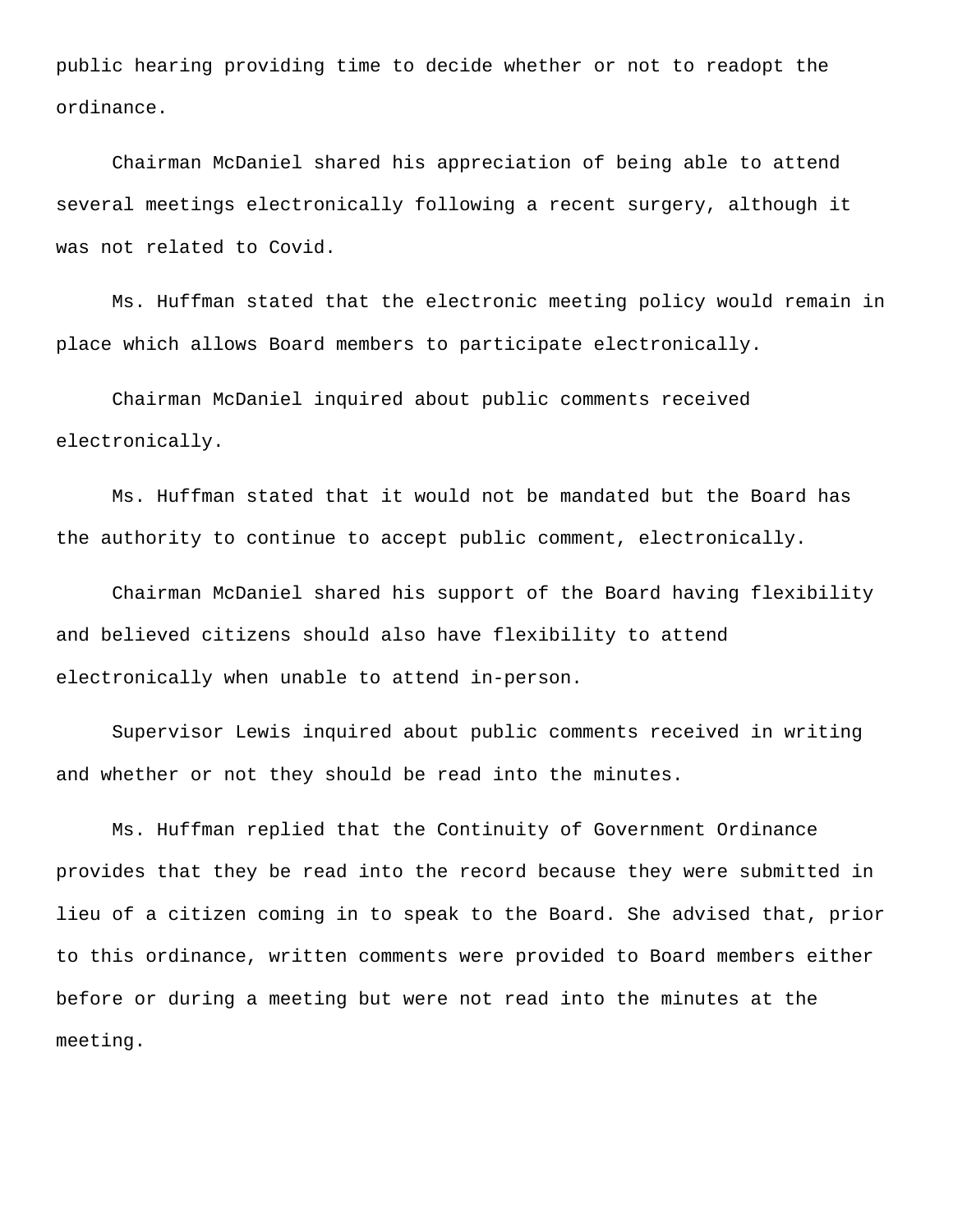public hearing providing time to decide whether or not to readopt the ordinance.

Chairman McDaniel shared his appreciation of being able to attend several meetings electronically following a recent surgery, although it was not related to Covid.

Ms. Huffman stated that the electronic meeting policy would remain in place which allows Board members to participate electronically.

Chairman McDaniel inquired about public comments received electronically.

Ms. Huffman stated that it would not be mandated but the Board has the authority to continue to accept public comment, electronically.

Chairman McDaniel shared his support of the Board having flexibility and believed citizens should also have flexibility to attend electronically when unable to attend in-person.

Supervisor Lewis inquired about public comments received in writing and whether or not they should be read into the minutes.

Ms. Huffman replied that the Continuity of Government Ordinance provides that they be read into the record because they were submitted in lieu of a citizen coming in to speak to the Board. She advised that, prior to this ordinance, written comments were provided to Board members either before or during a meeting but were not read into the minutes at the meeting.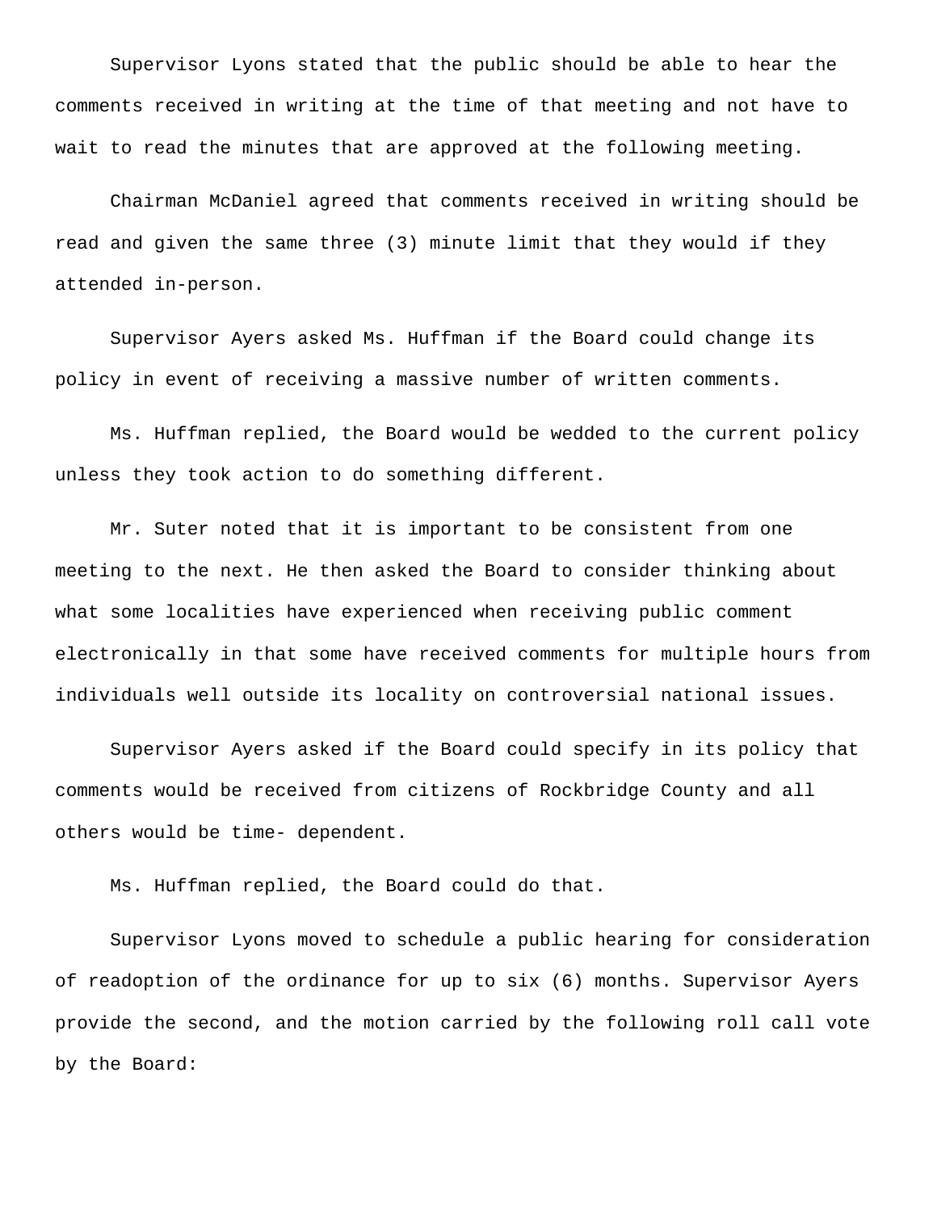Supervisor Lyons stated that the public should be able to hear the comments received in writing at the time of that meeting and not have to wait to read the minutes that are approved at the following meeting.

Chairman McDaniel agreed that comments received in writing should be read and given the same three (3) minute limit that they would if they attended in-person.

Supervisor Ayers asked Ms. Huffman if the Board could change its policy in event of receiving a massive number of written comments.

Ms. Huffman replied, the Board would be wedded to the current policy unless they took action to do something different.

Mr. Suter noted that it is important to be consistent from one meeting to the next. He then asked the Board to consider thinking about what some localities have experienced when receiving public comment electronically in that some have received comments for multiple hours from individuals well outside its locality on controversial national issues.

Supervisor Ayers asked if the Board could specify in its policy that comments would be received from citizens of Rockbridge County and all others would be time- dependent.

Ms. Huffman replied, the Board could do that.

Supervisor Lyons moved to schedule a public hearing for consideration of readoption of the ordinance for up to six (6) months. Supervisor Ayers provide the second, and the motion carried by the following roll call vote by the Board: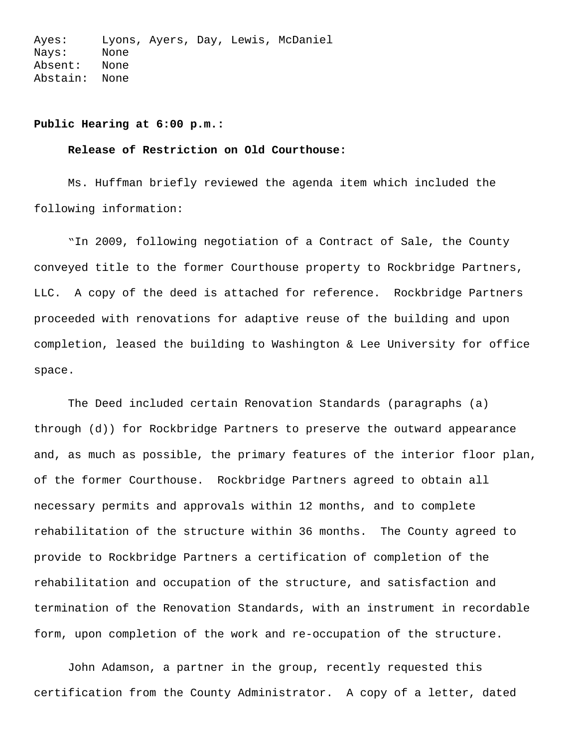Ayes: Lyons, Ayers, Day, Lewis, McDaniel
Nays: None
Absent: None
Abstain: None

**Public Hearing at 6:00 p.m.:**

**Release of Restriction on Old Courthouse:**

Ms. Huffman briefly reviewed the agenda item which included the following information:

"In 2009, following negotiation of a Contract of Sale, the County conveyed title to the former Courthouse property to Rockbridge Partners, LLC. A copy of the deed is attached for reference. Rockbridge Partners proceeded with renovations for adaptive reuse of the building and upon completion, leased the building to Washington & Lee University for office space.

The Deed included certain Renovation Standards (paragraphs (a) through (d)) for Rockbridge Partners to preserve the outward appearance and, as much as possible, the primary features of the interior floor plan, of the former Courthouse. Rockbridge Partners agreed to obtain all necessary permits and approvals within 12 months, and to complete rehabilitation of the structure within 36 months. The County agreed to provide to Rockbridge Partners a certification of completion of the rehabilitation and occupation of the structure, and satisfaction and termination of the Renovation Standards, with an instrument in recordable form, upon completion of the work and re-occupation of the structure.

John Adamson, a partner in the group, recently requested this certification from the County Administrator. A copy of a letter, dated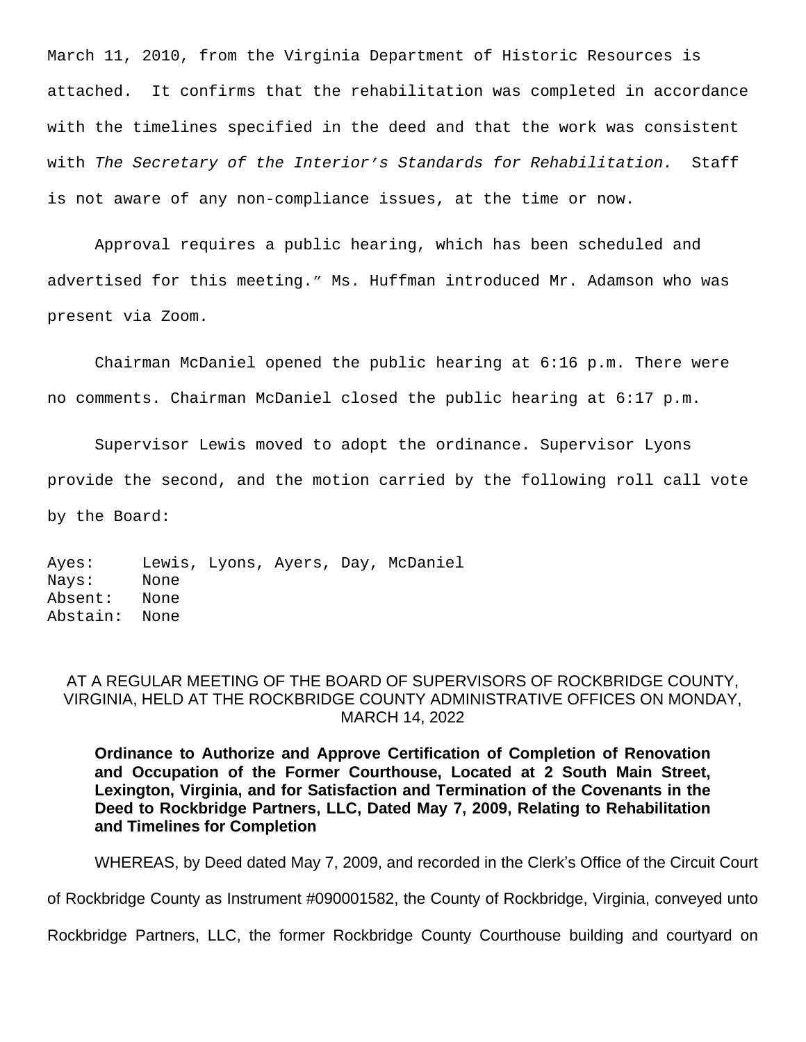March 11, 2010, from the Virginia Department of Historic Resources is attached. It confirms that the rehabilitation was completed in accordance with the timelines specified in the deed and that the work was consistent with *The Secretary of the Interior's Standards for Rehabilitation.* Staff is not aware of any non-compliance issues, at the time or now.

Approval requires a public hearing, which has been scheduled and advertised for this meeting." Ms. Huffman introduced Mr. Adamson who was present via Zoom.

Chairman McDaniel opened the public hearing at 6:16 p.m. There were no comments. Chairman McDaniel closed the public hearing at 6:17 p.m.

Supervisor Lewis moved to adopt the ordinance. Supervisor Lyons provide the second, and the motion carried by the following roll call vote by the Board:

Ayes: Lewis, Lyons, Ayers, Day, McDaniel
Nays: None
Absent: None
Abstain: None

AT A REGULAR MEETING OF THE BOARD OF SUPERVISORS OF ROCKBRIDGE COUNTY, VIRGINIA, HELD AT THE ROCKBRIDGE COUNTY ADMINISTRATIVE OFFICES ON MONDAY, MARCH 14, 2022

**Ordinance to Authorize and Approve Certification of Completion of Renovation and Occupation of the Former Courthouse, Located at 2 South Main Street, Lexington, Virginia, and for Satisfaction and Termination of the Covenants in the Deed to Rockbridge Partners, LLC, Dated May 7, 2009, Relating to Rehabilitation and Timelines for Completion**

WHEREAS, by Deed dated May 7, 2009, and recorded in the Clerk's Office of the Circuit Court of Rockbridge County as Instrument #090001582, the County of Rockbridge, Virginia, conveyed unto Rockbridge Partners, LLC, the former Rockbridge County Courthouse building and courtyard on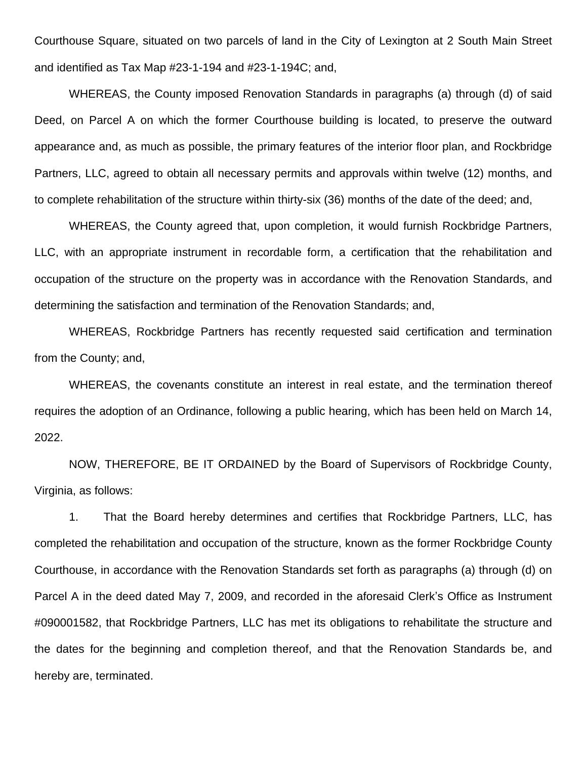Courthouse Square, situated on two parcels of land in the City of Lexington at 2 South Main Street and identified as Tax Map #23-1-194 and #23-1-194C; and,

WHEREAS, the County imposed Renovation Standards in paragraphs (a) through (d) of said Deed, on Parcel A on which the former Courthouse building is located, to preserve the outward appearance and, as much as possible, the primary features of the interior floor plan, and Rockbridge Partners, LLC, agreed to obtain all necessary permits and approvals within twelve (12) months, and to complete rehabilitation of the structure within thirty-six (36) months of the date of the deed; and,

WHEREAS, the County agreed that, upon completion, it would furnish Rockbridge Partners, LLC, with an appropriate instrument in recordable form, a certification that the rehabilitation and occupation of the structure on the property was in accordance with the Renovation Standards, and determining the satisfaction and termination of the Renovation Standards; and,

WHEREAS, Rockbridge Partners has recently requested said certification and termination from the County; and,

WHEREAS, the covenants constitute an interest in real estate, and the termination thereof requires the adoption of an Ordinance, following a public hearing, which has been held on March 14, 2022.

NOW, THEREFORE, BE IT ORDAINED by the Board of Supervisors of Rockbridge County, Virginia, as follows:

1. That the Board hereby determines and certifies that Rockbridge Partners, LLC, has completed the rehabilitation and occupation of the structure, known as the former Rockbridge County Courthouse, in accordance with the Renovation Standards set forth as paragraphs (a) through (d) on Parcel A in the deed dated May 7, 2009, and recorded in the aforesaid Clerk's Office as Instrument #090001582, that Rockbridge Partners, LLC has met its obligations to rehabilitate the structure and the dates for the beginning and completion thereof, and that the Renovation Standards be, and hereby are, terminated.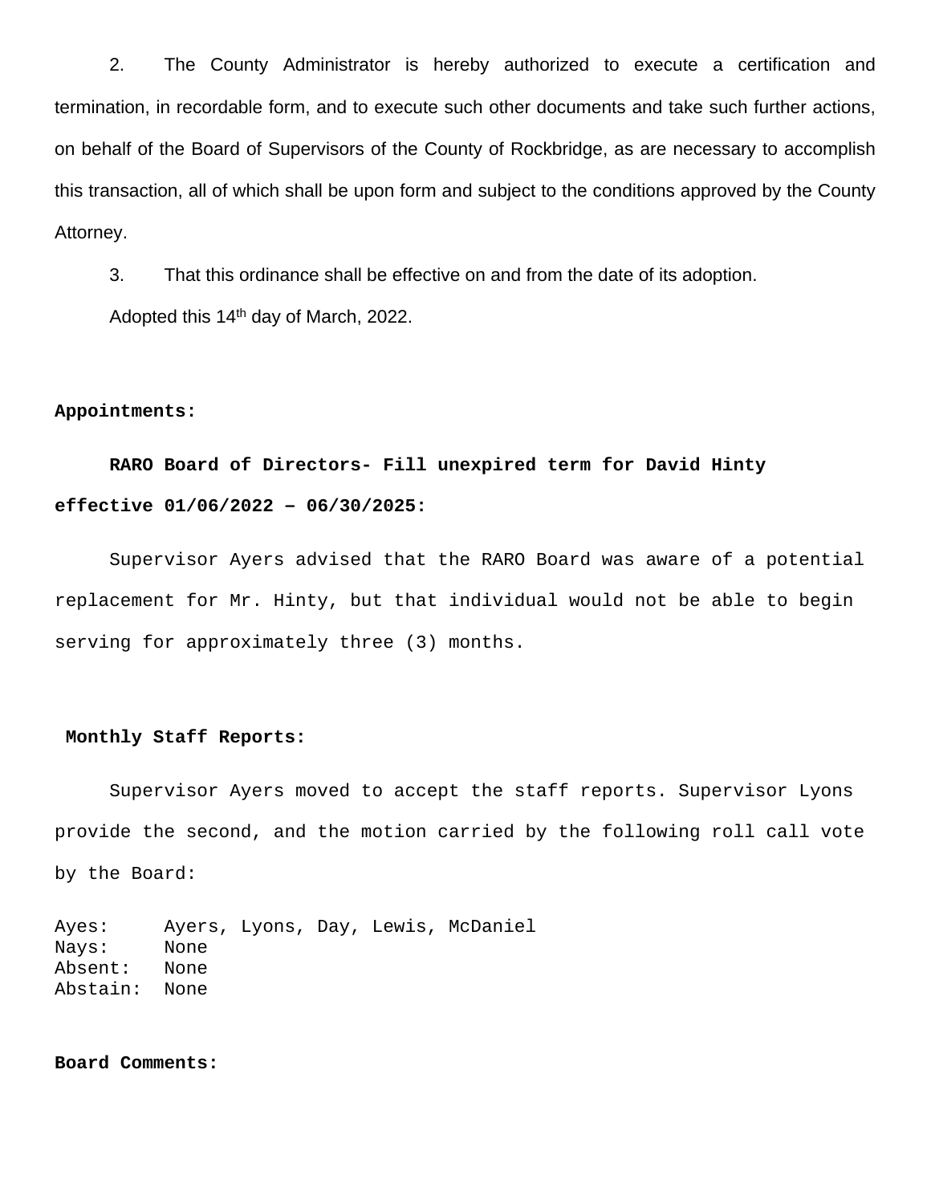2. The County Administrator is hereby authorized to execute a certification and termination, in recordable form, and to execute such other documents and take such further actions, on behalf of the Board of Supervisors of the County of Rockbridge, as are necessary to accomplish this transaction, all of which shall be upon form and subject to the conditions approved by the County Attorney.

3. That this ordinance shall be effective on and from the date of its adoption.

Adopted this 14th day of March, 2022.

**Appointments:**

**RARO Board of Directors- Fill unexpired term for David Hinty effective 01/06/2022 – 06/30/2025:**

Supervisor Ayers advised that the RARO Board was aware of a potential replacement for Mr. Hinty, but that individual would not be able to begin serving for approximately three (3) months.

**Monthly Staff Reports:**

Supervisor Ayers moved to accept the staff reports. Supervisor Lyons provide the second, and the motion carried by the following roll call vote by the Board:

Ayes: Ayers, Lyons, Day, Lewis, McDaniel
Nays: None
Absent: None
Abstain: None

**Board Comments:**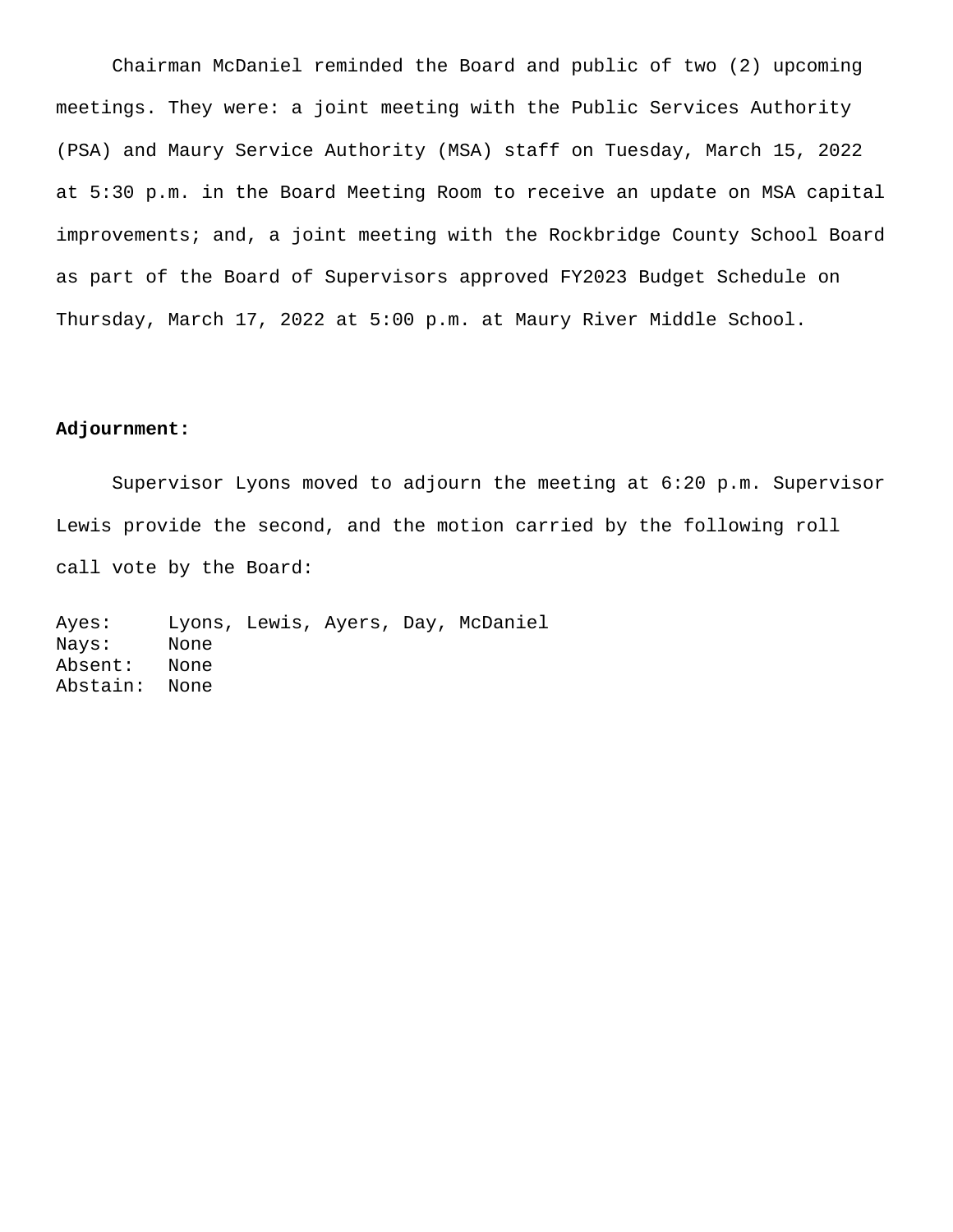Chairman McDaniel reminded the Board and public of two (2) upcoming meetings. They were: a joint meeting with the Public Services Authority (PSA) and Maury Service Authority (MSA) staff on Tuesday, March 15, 2022 at 5:30 p.m. in the Board Meeting Room to receive an update on MSA capital improvements; and, a joint meeting with the Rockbridge County School Board as part of the Board of Supervisors approved FY2023 Budget Schedule on Thursday, March 17, 2022 at 5:00 p.m. at Maury River Middle School.

**Adjournment:**

Supervisor Lyons moved to adjourn the meeting at 6:20 p.m. Supervisor Lewis provide the second, and the motion carried by the following roll call vote by the Board:

| | |
|---|---|
| Ayes: | Lyons, Lewis, Ayers, Day, McDaniel |
| Nays: | None |
| Absent: | None |
| Abstain: | None |